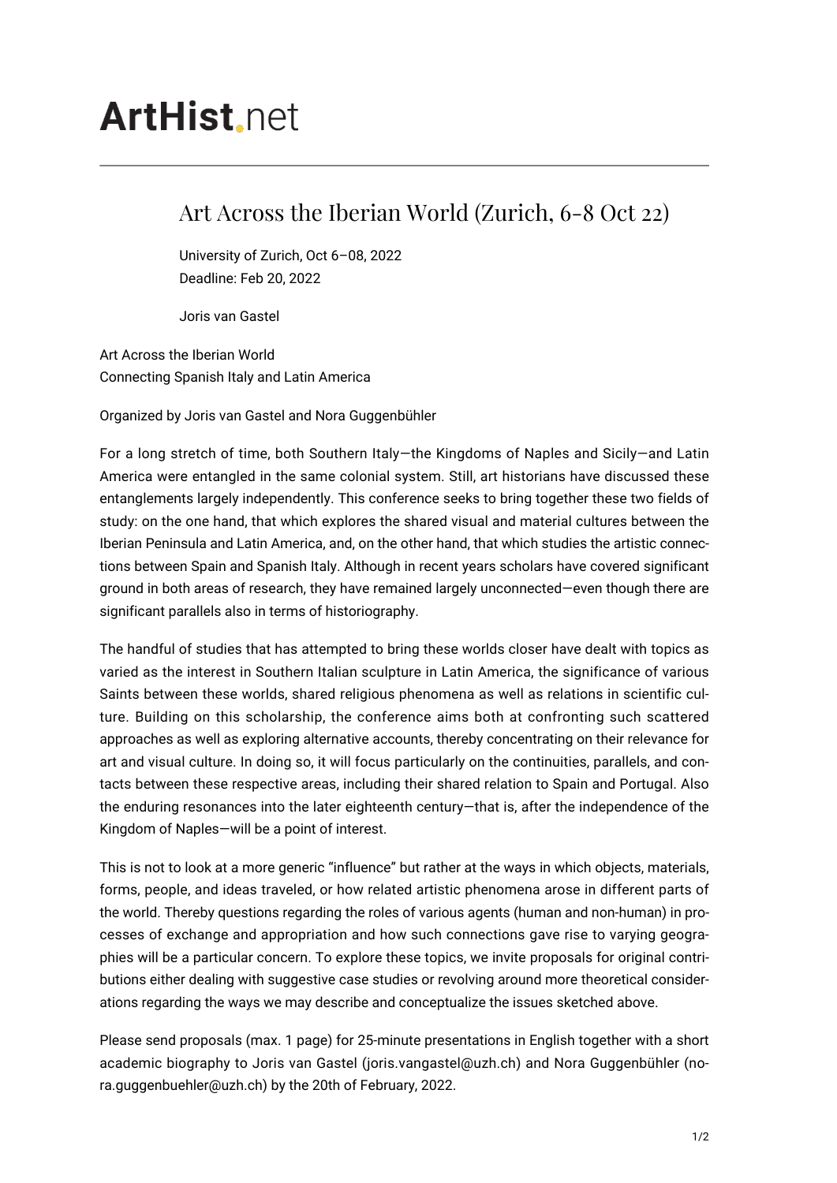# ArtHist.net

## Art Across the Iberian World (Zurich, 6-8 Oct 22)

University of Zurich, Oct 6–08, 2022
Deadline: Feb 20, 2022

Joris van Gastel

Art Across the Iberian World
Connecting Spanish Italy and Latin America

Organized by Joris van Gastel and Nora Guggenbühler

For a long stretch of time, both Southern Italy—the Kingdoms of Naples and Sicily—and Latin America were entangled in the same colonial system. Still, art historians have discussed these entanglements largely independently. This conference seeks to bring together these two fields of study: on the one hand, that which explores the shared visual and material cultures between the Iberian Peninsula and Latin America, and, on the other hand, that which studies the artistic connections between Spain and Spanish Italy. Although in recent years scholars have covered significant ground in both areas of research, they have remained largely unconnected—even though there are significant parallels also in terms of historiography.

The handful of studies that has attempted to bring these worlds closer have dealt with topics as varied as the interest in Southern Italian sculpture in Latin America, the significance of various Saints between these worlds, shared religious phenomena as well as relations in scientific culture. Building on this scholarship, the conference aims both at confronting such scattered approaches as well as exploring alternative accounts, thereby concentrating on their relevance for art and visual culture. In doing so, it will focus particularly on the continuities, parallels, and contacts between these respective areas, including their shared relation to Spain and Portugal. Also the enduring resonances into the later eighteenth century—that is, after the independence of the Kingdom of Naples—will be a point of interest.

This is not to look at a more generic "influence" but rather at the ways in which objects, materials, forms, people, and ideas traveled, or how related artistic phenomena arose in different parts of the world. Thereby questions regarding the roles of various agents (human and non-human) in processes of exchange and appropriation and how such connections gave rise to varying geographies will be a particular concern. To explore these topics, we invite proposals for original contributions either dealing with suggestive case studies or revolving around more theoretical considerations regarding the ways we may describe and conceptualize the issues sketched above.

Please send proposals (max. 1 page) for 25-minute presentations in English together with a short academic biography to Joris van Gastel (joris.vangastel@uzh.ch) and Nora Guggenbühler (nora.guggenbuehler@uzh.ch) by the 20th of February, 2022.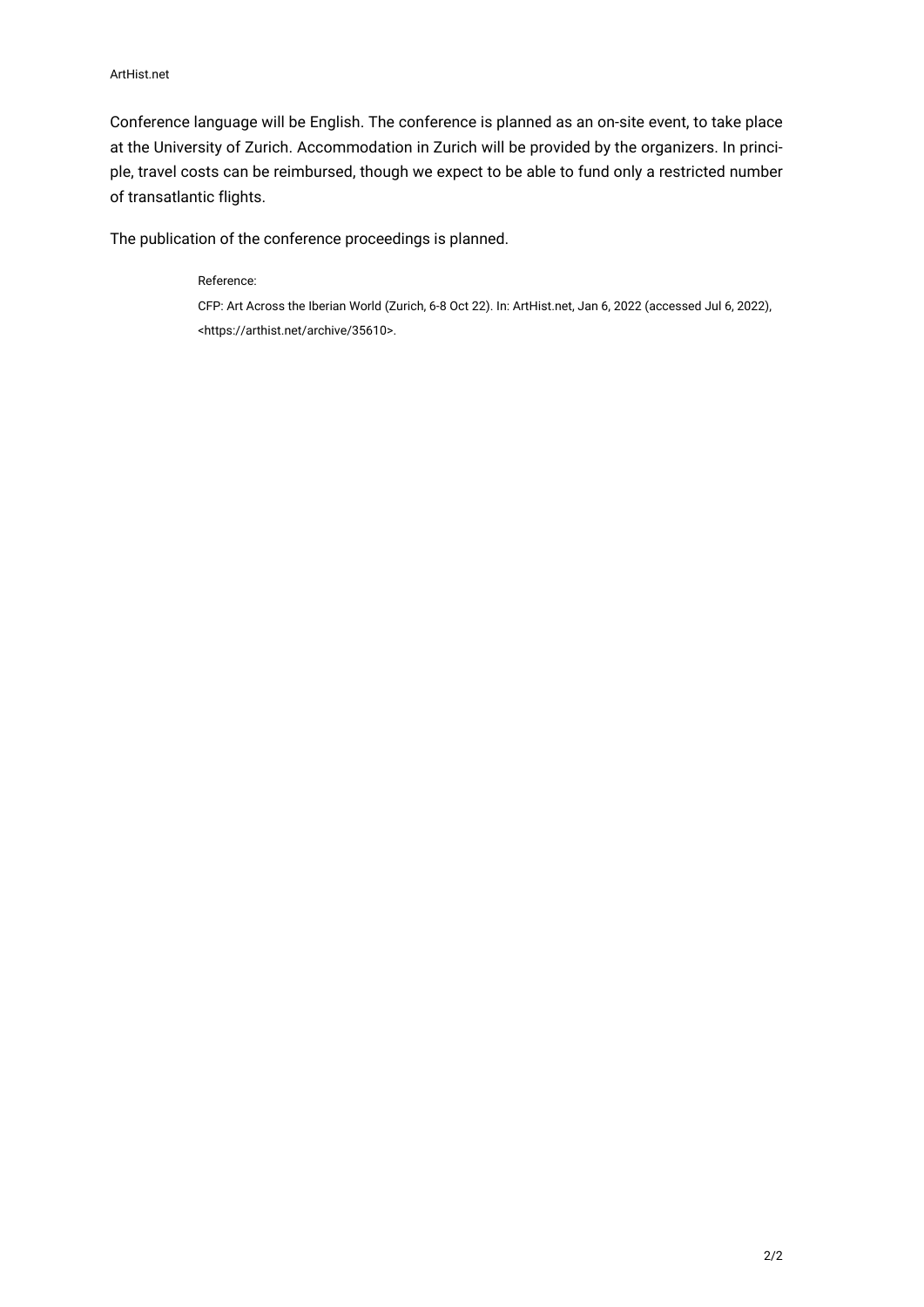Conference language will be English. The conference is planned as an on-site event, to take place at the University of Zurich. Accommodation in Zurich will be provided by the organizers. In principle, travel costs can be reimbursed, though we expect to be able to fund only a restricted number of transatlantic flights.

The publication of the conference proceedings is planned.

Reference:

CFP: Art Across the Iberian World (Zurich, 6-8 Oct 22). In: ArtHist.net, Jan 6, 2022 (accessed Jul 6, 2022), <https://arthist.net/archive/35610>.